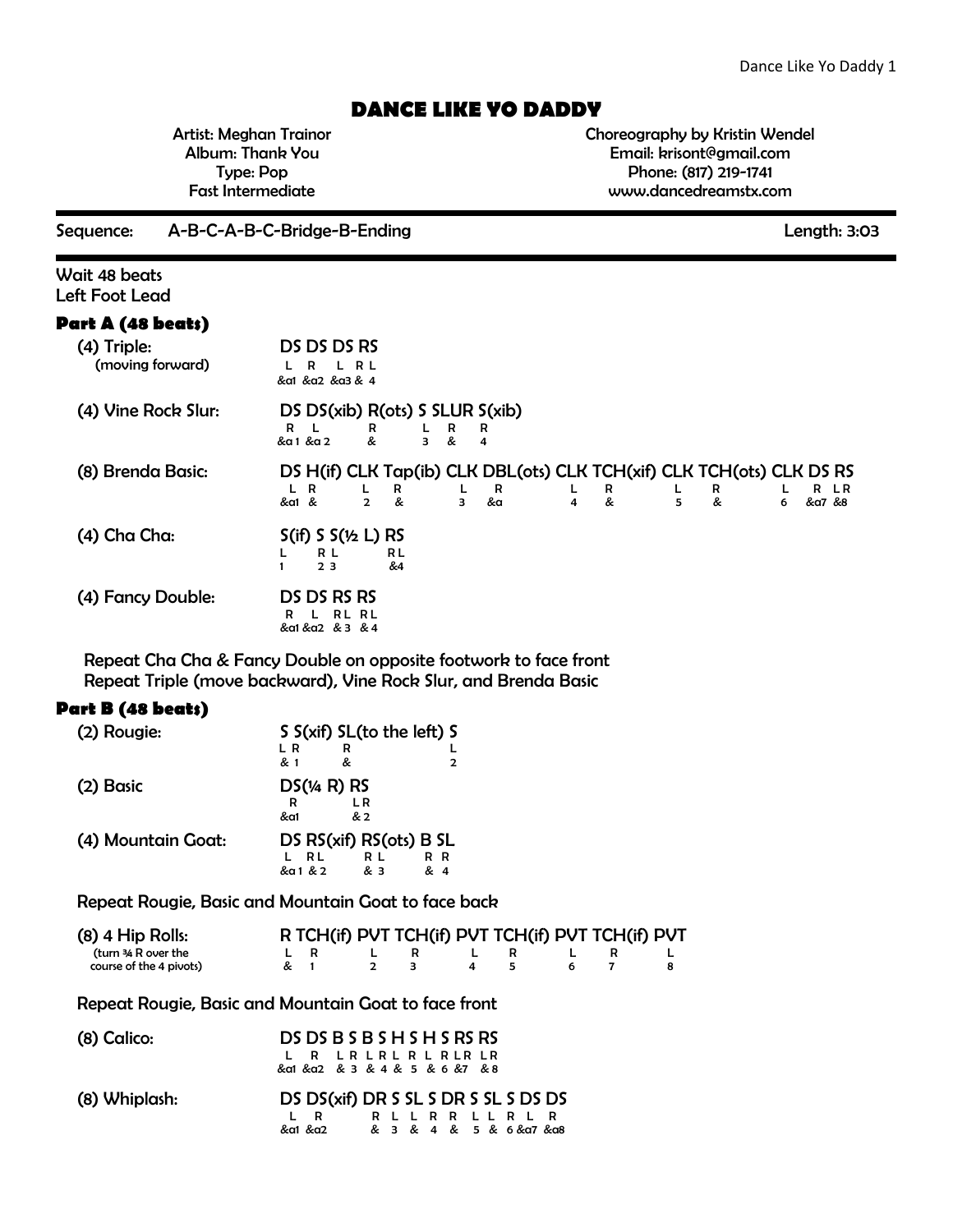# DANCE LIKE YO DADDY

Artist: Meghan Trainor
Album: Thank You
Type: Pop
Fast Intermediate

Choreography by Kristin Wendel
Email: krisont@gmail.com
Phone: (817) 219-1741
www.dancedreamstx.com

**Sequence:** A-B-C-A-B-C-Bridge-B-Ending **Length:** 3:03

Wait 48 beats
Left Foot Lead

## Part A (48 beats)

| Step | Pattern | Feet | Counts |
|---|---|---|---|
| (4) Triple: (moving forward) | DS DS DS RS | L R L RL | &a1 &a2 &a3 & 4 |
| (4) Vine Rock Slur: | DS DS(xib) R(ots) S SLUR S(xib) | R L R L R R | &a1 &a2 & 3 & 4 |
| (8) Brenda Basic: | DS H(if) CLK Tap(ib) CLK DBL(ots) CLK TCH(xif) CLK TCH(ots) CLK DS RS | L R L R L R L R L R L R LR | &a1 & 2 & 3 &a 4 & 5 & 6 &a7 &8 |
| (4) Cha Cha: | S(if) S S(½ L) RS | L RL RL | 1 2 3 &4 |
| (4) Fancy Double: | DS DS RS RS | R L RL RL | &a1 &a2 & 3 & 4 |

Repeat Cha Cha & Fancy Double on opposite footwork to face front
Repeat Triple (move backward), Vine Rock Slur, and Brenda Basic

## Part B (48 beats)

| Step | Pattern | Feet | Counts |
|---|---|---|---|
| (2) Rougie: | S S(xif) SL(to the left) S | L R R L | & 1 & 2 |
| (2) Basic | DS(¼ R) RS | R LR | &a1 & 2 |
| (4) Mountain Goat: | DS RS(xif) RS(ots) B SL | L RL RL R R | &a1 & 2 & 3 & 4 |

Repeat Rougie, Basic and Mountain Goat to face back

| Step | Pattern | Feet | Counts |
|---|---|---|---|
| (8) 4 Hip Rolls: (turn ¾ R over the course of the 4 pivots) | R TCH(if) PVT TCH(if) PVT TCH(if) PVT TCH(if) PVT | L R L R L R L R L | & 1 2 3 4 5 6 7 8 |

Repeat Rougie, Basic and Mountain Goat to face front

| Step | Pattern | Feet | Counts |
|---|---|---|---|
| (8) Calico: | DS DS B S B S H S H S RS RS | L R L R L R L R L R LR LR | &a1 &a2 & 3 & 4 & 5 & 6 &7 & 8 |
| (8) Whiplash: | DS DS(xif) DR S SL S DR S SL S DS DS | L R R L L R R L L R L R | &a1 &a2 & 3 & 4 & 5 & 6 &a7 &a8 |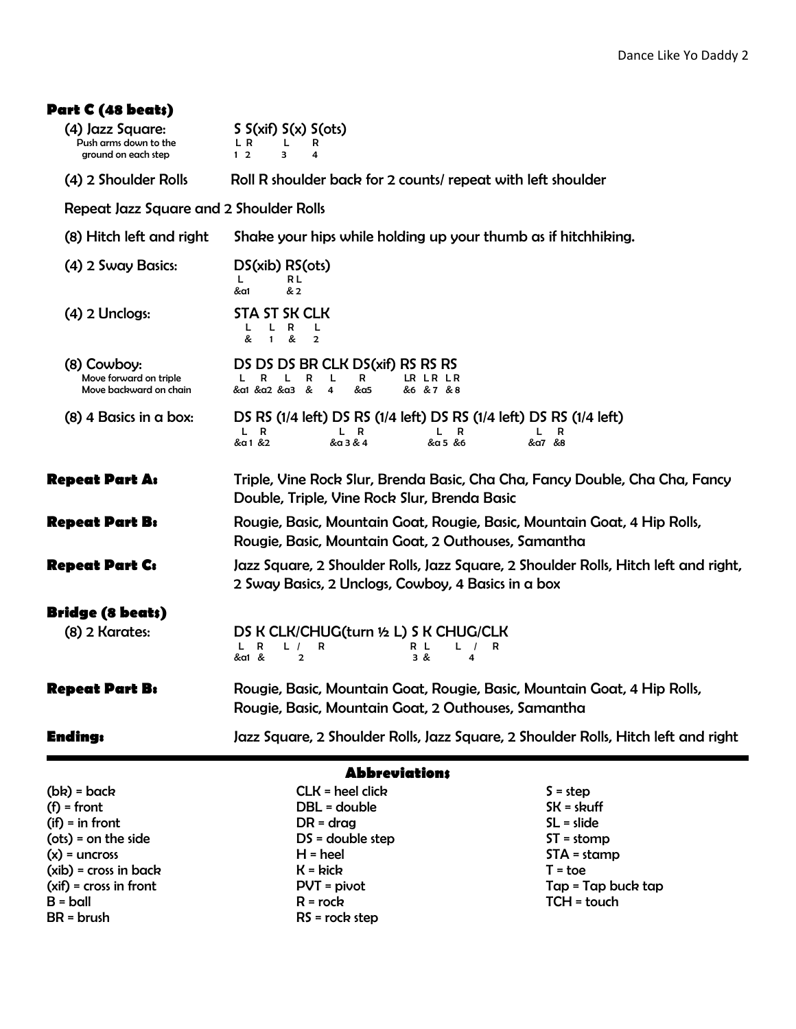## Part C (48 beats)

| | |
|---|---|
| (4) Jazz Square:<br>Push arms down to the ground on each step | S S(xif) S(x) S(ots)<br>L R L R<br>1 2 3 4 |
| (4) 2 Shoulder Rolls | Roll R shoulder back for 2 counts/ repeat with left shoulder |
| Repeat Jazz Square and 2 Shoulder Rolls | |
| (8) Hitch left and right | Shake your hips while holding up your thumb as if hitchhiking. |
| (4) 2 Sway Basics: | DS(xib) RS(ots)<br>L R L<br>&a1 & 2 |
| (4) 2 Unclogs: | STA ST SK CLK<br>L L R L<br>& 1 & 2 |
| (8) Cowboy:<br>Move forward on triple<br>Move backward on chain | DS DS DS BR CLK DS(xif) RS RS RS<br>L R L R L R LR LR LR<br>&a1 &a2 &a3 & 4 &a5 &6 &7 &8 |
| (8) 4 Basics in a box: | DS RS (1/4 left) DS RS (1/4 left) DS RS (1/4 left) DS RS (1/4 left)<br>L R L R L R L R<br>&a 1 &2 &a 3 & 4 &a 5 &6 &a7 &8 |

**Repeat Part A:** Triple, Vine Rock Slur, Brenda Basic, Cha Cha, Fancy Double, Cha Cha, Fancy Double, Triple, Vine Rock Slur, Brenda Basic

**Repeat Part B:** Rougie, Basic, Mountain Goat, Rougie, Basic, Mountain Goat, 4 Hip Rolls, Rougie, Basic, Mountain Goat, 2 Outhouses, Samantha

**Repeat Part C:** Jazz Square, 2 Shoulder Rolls, Jazz Square, 2 Shoulder Rolls, Hitch left and right, 2 Sway Basics, 2 Unclogs, Cowboy, 4 Basics in a box

## Bridge (8 beats)

| | |
|---|---|
| (8) 2 Karates: | DS K CLK/CHUG(turn ½ L) S K CHUG/CLK<br>L R L / R R L L / R<br>&a1 & 2 3 & 4 |

**Repeat Part B:** Rougie, Basic, Mountain Goat, Rougie, Basic, Mountain Goat, 4 Hip Rolls, Rougie, Basic, Mountain Goat, 2 Outhouses, Samantha

**Ending:** Jazz Square, 2 Shoulder Rolls, Jazz Square, 2 Shoulder Rolls, Hitch left and right

---

### Abbreviations

| | | |
|---|---|---|
| (bk) = back | CLK = heel click | S = step |
| (f) = front | DBL = double | SK = skuff |
| (if) = in front | DR = drag | SL = slide |
| (ots) = on the side | DS = double step | ST = stomp |
| (x) = uncross | H = heel | STA = stamp |
| (xib) = cross in back | K = kick | T = toe |
| (xif) = cross in front | PVT = pivot | Tap = Tap buck tap |
| B = ball | R = rock | TCH = touch |
| BR = brush | RS = rock step | |